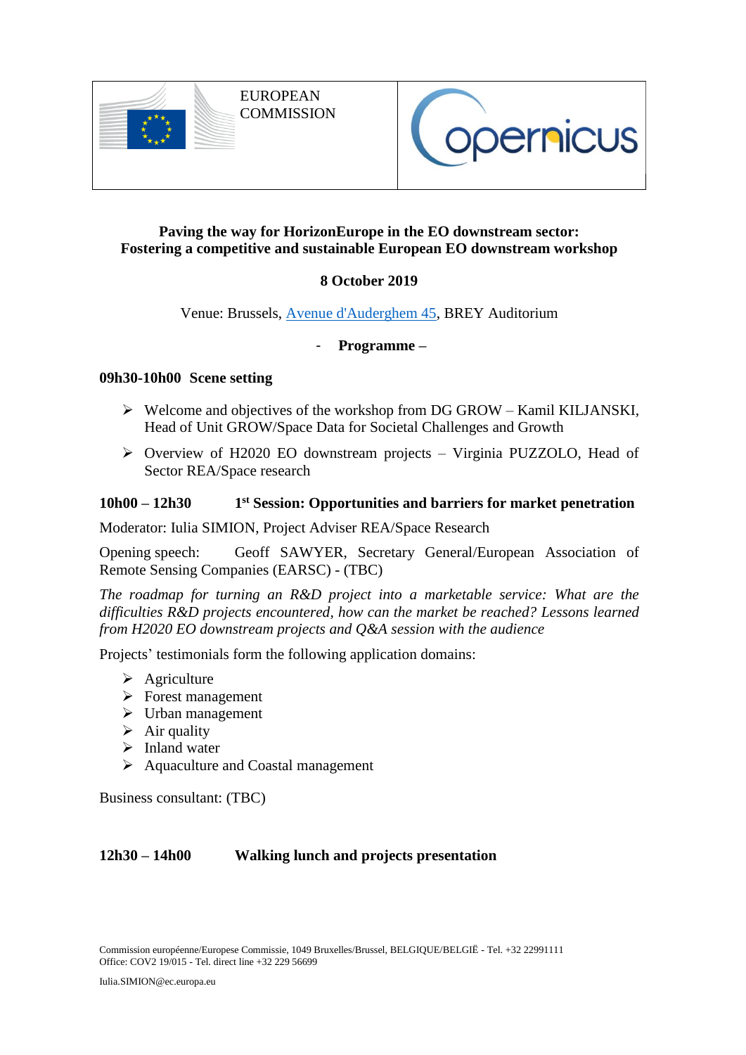EUROPEAN COMMISSION

**Paving the way for HorizonEurope in the EO downstream sector: Fostering a competitive and sustainable European EO downstream workshop**

**8 October 2019**

Venue: Brussels, Avenue d'Auderghem 45, BREY Auditorium

**- Programme –**

**09h30-10h00 Scene setting**

- Welcome and objectives of the workshop from DG GROW – Kamil KILJANSKI, Head of Unit GROW/Space Data for Societal Challenges and Growth
- Overview of H2020 EO downstream projects – Virginia PUZZOLO, Head of Sector REA/Space research

**10h00 – 12h30 1st Session: Opportunities and barriers for market penetration**

Moderator: Iulia SIMION, Project Adviser REA/Space Research

Opening speech: Geoff SAWYER, Secretary General/European Association of Remote Sensing Companies (EARSC) - (TBC)

*The roadmap for turning an R&D project into a marketable service: What are the difficulties R&D projects encountered, how can the market be reached? Lessons learned from H2020 EO downstream projects and Q&A session with the audience*

Projects' testimonials form the following application domains:

- Agriculture
- Forest management
- Urban management
- Air quality
- Inland water
- Aquaculture and Coastal management

Business consultant: (TBC)

**12h30 – 14h00 Walking lunch and projects presentation**

Commission européenne/Europese Commissie, 1049 Bruxelles/Brussel, BELGIQUE/BELGIË - Tel. +32 22991111
Office: COV2 19/015 - Tel. direct line +32 229 56699

Iulia.SIMION@ec.europa.eu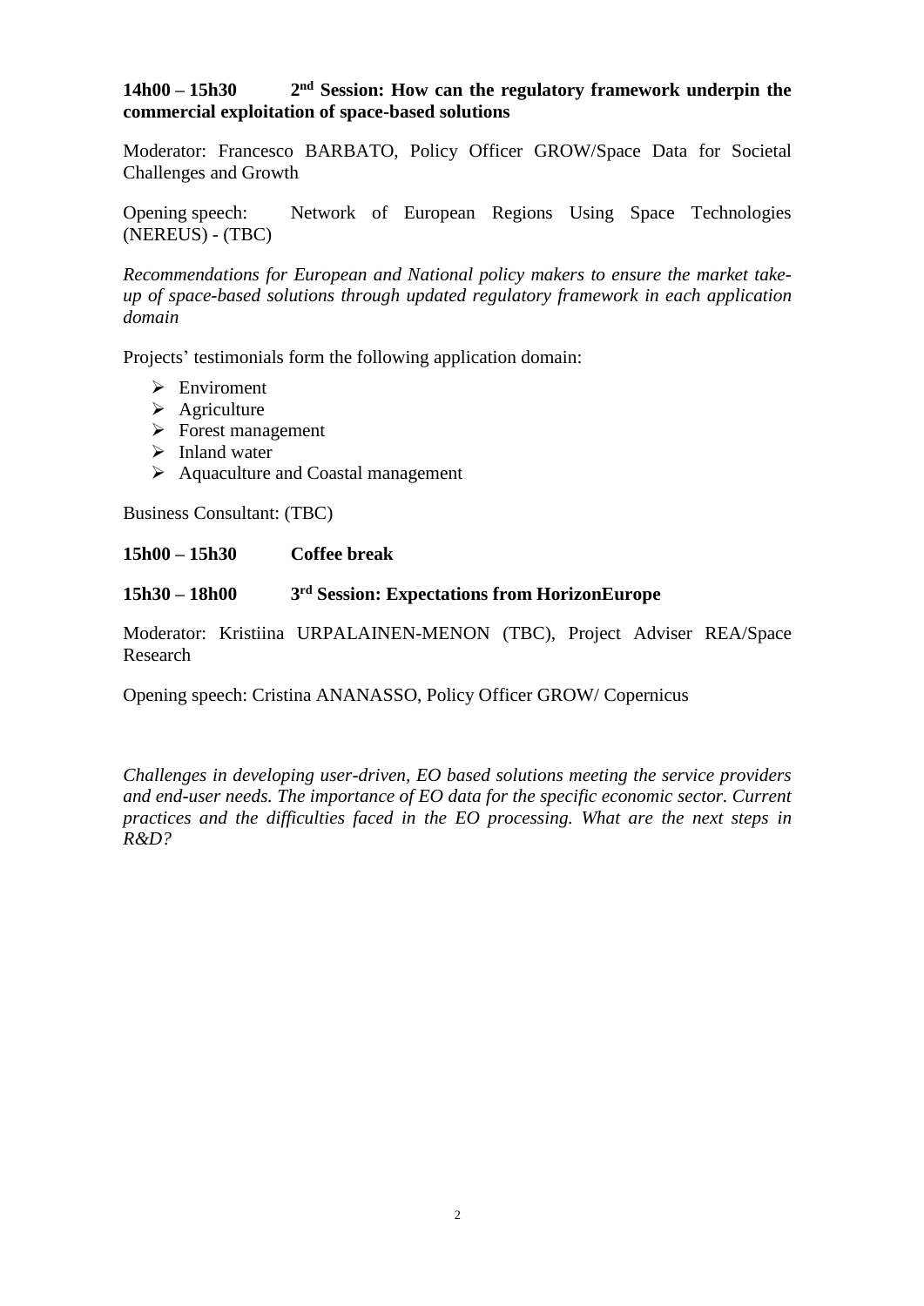**14h00 – 15h30 2nd Session: How can the regulatory framework underpin the commercial exploitation of space-based solutions**

Moderator: Francesco BARBATO, Policy Officer GROW/Space Data for Societal Challenges and Growth

Opening speech: Network of European Regions Using Space Technologies (NEREUS) - (TBC)

*Recommendations for European and National policy makers to ensure the market take-up of space-based solutions through updated regulatory framework in each application domain*

Projects' testimonials form the following application domain:

- Enviroment
- Agriculture
- Forest management
- Inland water
- Aquaculture and Coastal management

Business Consultant: (TBC)

**15h00 – 15h30 Coffee break**

**15h30 – 18h00 3rd Session: Expectations from HorizonEurope**

Moderator: Kristiina URPALAINEN-MENON (TBC), Project Adviser REA/Space Research

Opening speech: Cristina ANANASSO, Policy Officer GROW/ Copernicus

*Challenges in developing user-driven, EO based solutions meeting the service providers and end-user needs. The importance of EO data for the specific economic sector. Current practices and the difficulties faced in the EO processing. What are the next steps in R&D?*